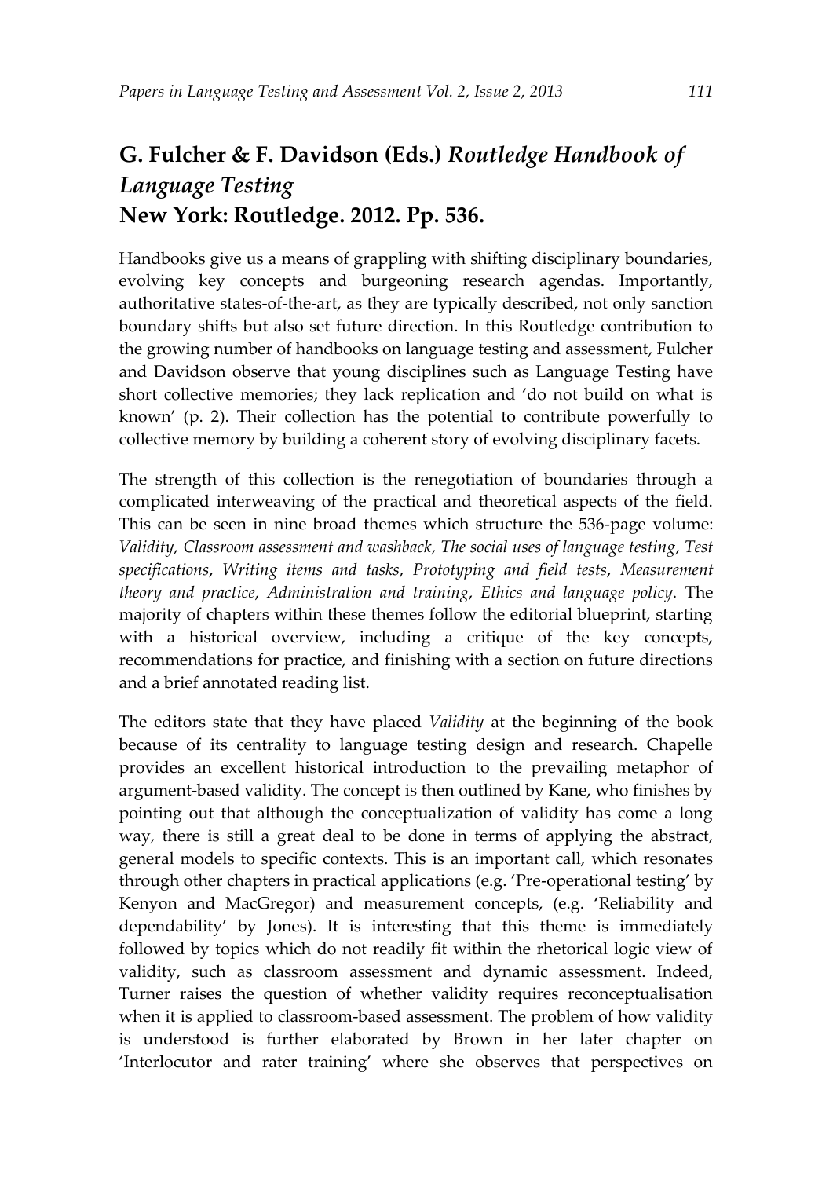# G. Fulcher & F. Davidson (Eds.) *Routledge Handbook of Language Testing*
# New York: Routledge. 2012. Pp. 536.

Handbooks give us a means of grappling with shifting disciplinary boundaries, evolving key concepts and burgeoning research agendas. Importantly, authoritative states-of-the-art, as they are typically described, not only sanction boundary shifts but also set future direction. In this Routledge contribution to the growing number of handbooks on language testing and assessment, Fulcher and Davidson observe that young disciplines such as Language Testing have short collective memories; they lack replication and 'do not build on what is known' (p. 2). Their collection has the potential to contribute powerfully to collective memory by building a coherent story of evolving disciplinary facets.

The strength of this collection is the renegotiation of boundaries through a complicated interweaving of the practical and theoretical aspects of the field. This can be seen in nine broad themes which structure the 536-page volume: *Validity*, *Classroom assessment and washback*, *The social uses of language testing*, *Test specifications*, *Writing items and tasks*, *Prototyping and field tests*, *Measurement theory and practice*, *Administration and training*, *Ethics and language policy*. The majority of chapters within these themes follow the editorial blueprint, starting with a historical overview, including a critique of the key concepts, recommendations for practice, and finishing with a section on future directions and a brief annotated reading list.

The editors state that they have placed *Validity* at the beginning of the book because of its centrality to language testing design and research. Chapelle provides an excellent historical introduction to the prevailing metaphor of argument-based validity. The concept is then outlined by Kane, who finishes by pointing out that although the conceptualization of validity has come a long way, there is still a great deal to be done in terms of applying the abstract, general models to specific contexts. This is an important call, which resonates through other chapters in practical applications (e.g. 'Pre-operational testing' by Kenyon and MacGregor) and measurement concepts, (e.g. 'Reliability and dependability' by Jones). It is interesting that this theme is immediately followed by topics which do not readily fit within the rhetorical logic view of validity, such as classroom assessment and dynamic assessment. Indeed, Turner raises the question of whether validity requires reconceptualisation when it is applied to classroom-based assessment. The problem of how validity is understood is further elaborated by Brown in her later chapter on 'Interlocutor and rater training' where she observes that perspectives on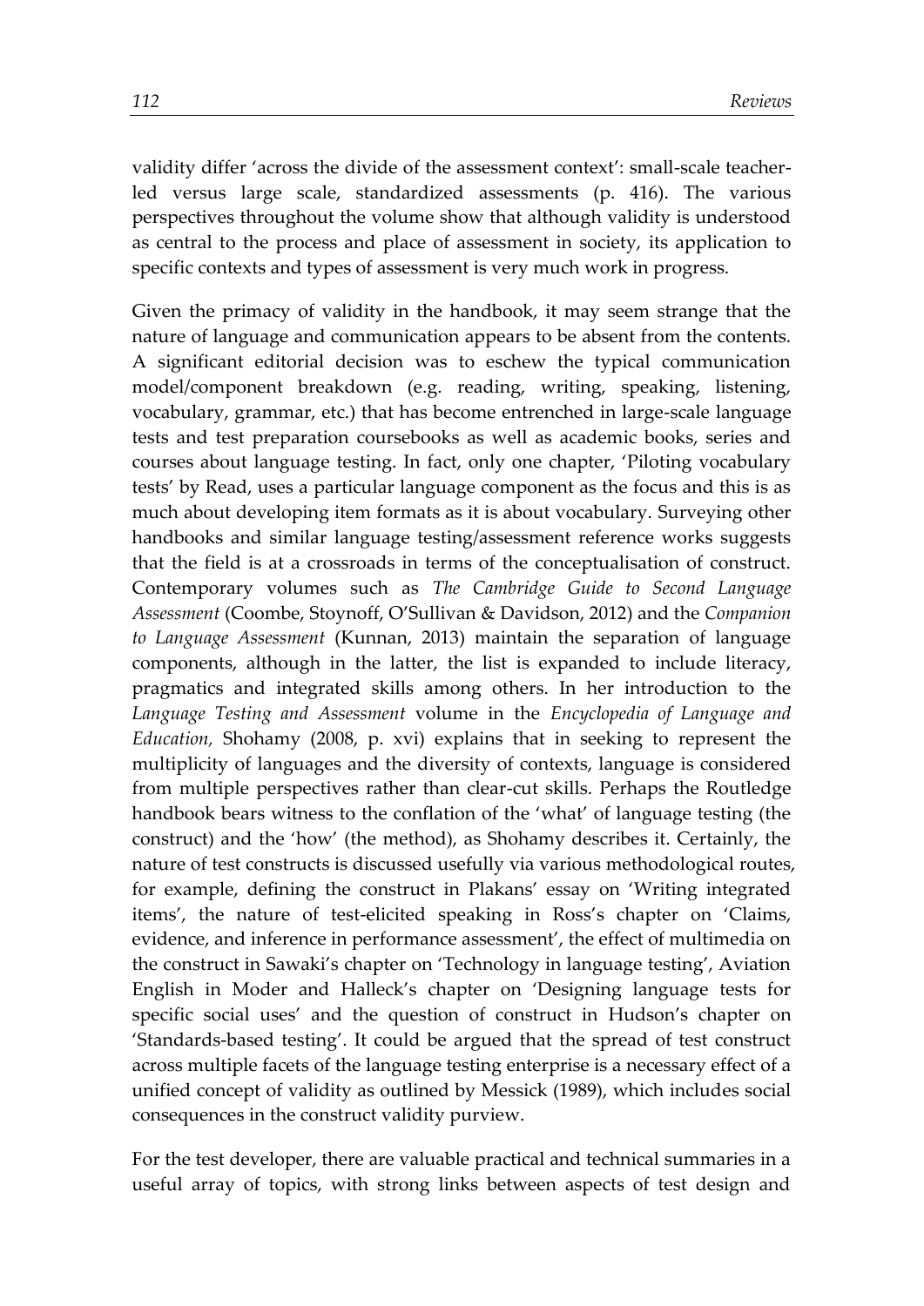validity differ 'across the divide of the assessment context': small-scale teacher-led versus large scale, standardized assessments (p. 416). The various perspectives throughout the volume show that although validity is understood as central to the process and place of assessment in society, its application to specific contexts and types of assessment is very much work in progress.

Given the primacy of validity in the handbook, it may seem strange that the nature of language and communication appears to be absent from the contents. A significant editorial decision was to eschew the typical communication model/component breakdown (e.g. reading, writing, speaking, listening, vocabulary, grammar, etc.) that has become entrenched in large-scale language tests and test preparation coursebooks as well as academic books, series and courses about language testing. In fact, only one chapter, 'Piloting vocabulary tests' by Read, uses a particular language component as the focus and this is as much about developing item formats as it is about vocabulary. Surveying other handbooks and similar language testing/assessment reference works suggests that the field is at a crossroads in terms of the conceptualisation of construct. Contemporary volumes such as *The Cambridge Guide to Second Language Assessment* (Coombe, Stoynoff, O'Sullivan & Davidson, 2012) and the *Companion to Language Assessment* (Kunnan, 2013) maintain the separation of language components, although in the latter, the list is expanded to include literacy, pragmatics and integrated skills among others. In her introduction to the *Language Testing and Assessment* volume in the *Encyclopedia of Language and Education,* Shohamy (2008, p. xvi) explains that in seeking to represent the multiplicity of languages and the diversity of contexts, language is considered from multiple perspectives rather than clear-cut skills. Perhaps the Routledge handbook bears witness to the conflation of the 'what' of language testing (the construct) and the 'how' (the method), as Shohamy describes it. Certainly, the nature of test constructs is discussed usefully via various methodological routes, for example, defining the construct in Plakans' essay on 'Writing integrated items', the nature of test-elicited speaking in Ross's chapter on 'Claims, evidence, and inference in performance assessment', the effect of multimedia on the construct in Sawaki's chapter on 'Technology in language testing', Aviation English in Moder and Halleck's chapter on 'Designing language tests for specific social uses' and the question of construct in Hudson's chapter on 'Standards-based testing'. It could be argued that the spread of test construct across multiple facets of the language testing enterprise is a necessary effect of a unified concept of validity as outlined by Messick (1989), which includes social consequences in the construct validity purview.

For the test developer, there are valuable practical and technical summaries in a useful array of topics, with strong links between aspects of test design and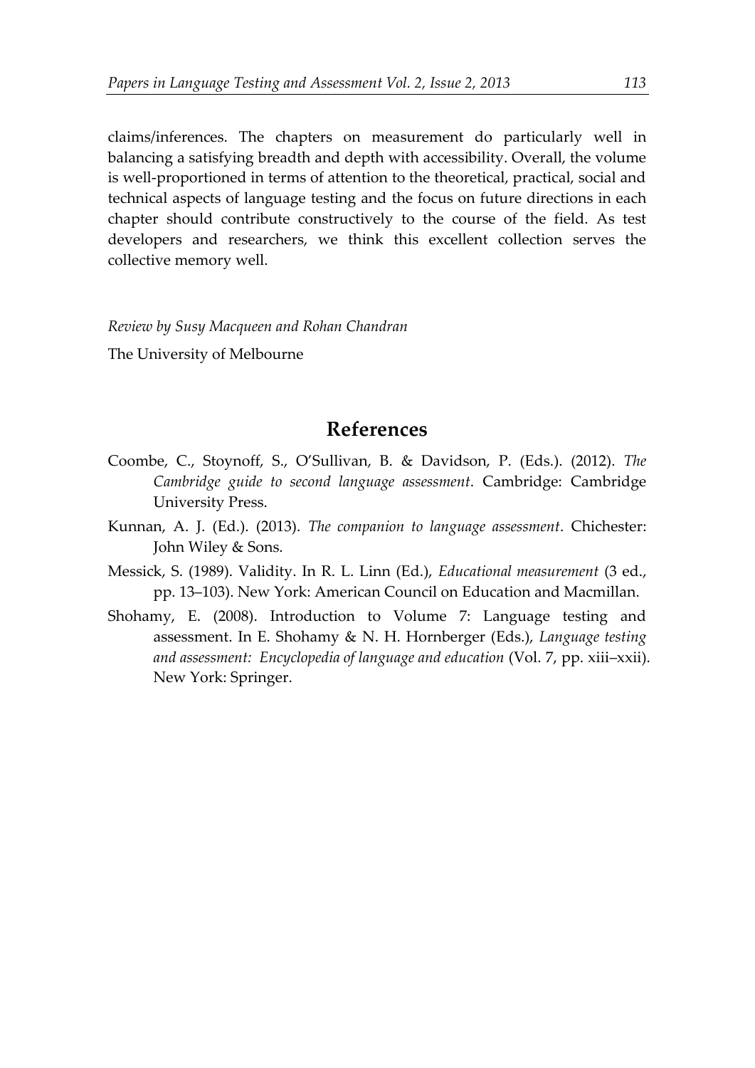claims/inferences. The chapters on measurement do particularly well in balancing a satisfying breadth and depth with accessibility. Overall, the volume is well-proportioned in terms of attention to the theoretical, practical, social and technical aspects of language testing and the focus on future directions in each chapter should contribute constructively to the course of the field. As test developers and researchers, we think this excellent collection serves the collective memory well.

*Review by Susy Macqueen and Rohan Chandran*

The University of Melbourne

## References

Coombe, C., Stoynoff, S., O'Sullivan, B. & Davidson, P. (Eds.). (2012). *The Cambridge guide to second language assessment*. Cambridge: Cambridge University Press.

Kunnan, A. J. (Ed.). (2013). *The companion to language assessment*. Chichester: John Wiley & Sons.

Messick, S. (1989). Validity. In R. L. Linn (Ed.), *Educational measurement* (3 ed., pp. 13–103). New York: American Council on Education and Macmillan.

Shohamy, E. (2008). Introduction to Volume 7: Language testing and assessment. In E. Shohamy & N. H. Hornberger (Eds.), *Language testing and assessment: Encyclopedia of language and education* (Vol. 7, pp. xiii–xxii). New York: Springer.